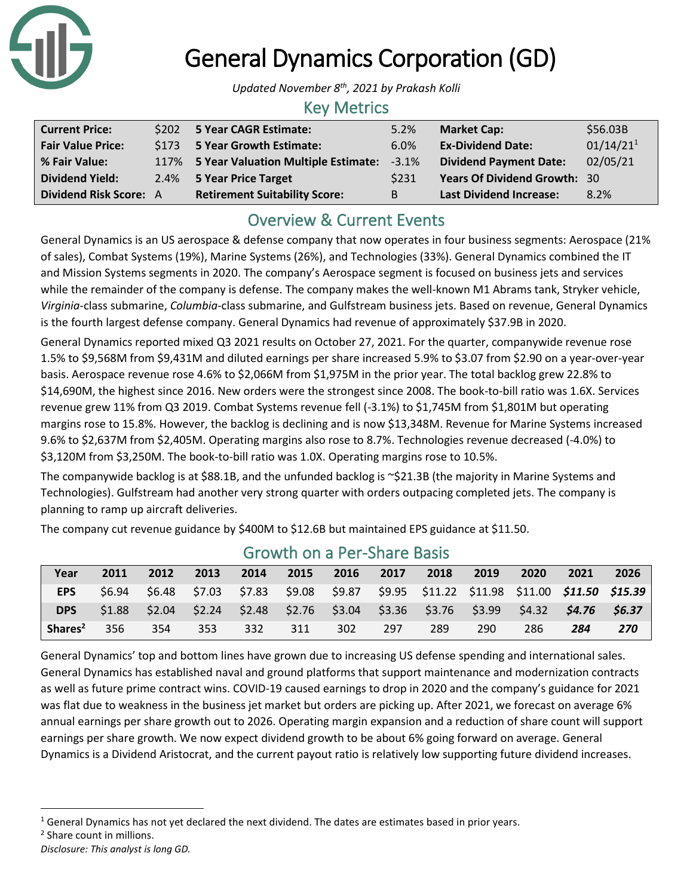# General Dynamics Corporation (GD)

*Updated November 8th, 2021 by Prakash Kolli*

## Key Metrics

| | | | | | |
|---|---|---|---|---|---|
| **Current Price:** | $202 | **5 Year CAGR Estimate:** | 5.2% | **Market Cap:** | $56.03B |
| **Fair Value Price:** | $173 | **5 Year Growth Estimate:** | 6.0% | **Ex-Dividend Date:** | 01/14/21[1] |
| **% Fair Value:** | 117% | **5 Year Valuation Multiple Estimate:** | -3.1% | **Dividend Payment Date:** | 02/05/21 |
| **Dividend Yield:** | 2.4% | **5 Year Price Target** | $231 | **Years Of Dividend Growth:** | 30 |
| **Dividend Risk Score:** | A | **Retirement Suitability Score:** | B | **Last Dividend Increase:** | 8.2% |

## Overview & Current Events

General Dynamics is an US aerospace & defense company that now operates in four business segments: Aerospace (21% of sales), Combat Systems (19%), Marine Systems (26%), and Technologies (33%). General Dynamics combined the IT and Mission Systems segments in 2020. The company's Aerospace segment is focused on business jets and services while the remainder of the company is defense. The company makes the well-known M1 Abrams tank, Stryker vehicle, *Virginia*-class submarine, *Columbia*-class submarine, and Gulfstream business jets. Based on revenue, General Dynamics is the fourth largest defense company. General Dynamics had revenue of approximately $37.9B in 2020.

General Dynamics reported mixed Q3 2021 results on October 27, 2021. For the quarter, companywide revenue rose 1.5% to $9,568M from $9,431M and diluted earnings per share increased 5.9% to $3.07 from $2.90 on a year-over-year basis. Aerospace revenue rose 4.6% to $2,066M from $1,975M in the prior year. The total backlog grew 22.8% to $14,690M, the highest since 2016. New orders were the strongest since 2008. The book-to-bill ratio was 1.6X. Services revenue grew 11% from Q3 2019. Combat Systems revenue fell (-3.1%) to $1,745M from $1,801M but operating margins rose to 15.8%. However, the backlog is declining and is now $13,348M. Revenue for Marine Systems increased 9.6% to $2,637M from $2,405M. Operating margins also rose to 8.7%. Technologies revenue decreased (-4.0%) to $3,120M from $3,250M. The book-to-bill ratio was 1.0X. Operating margins rose to 10.5%.

The companywide backlog is at $88.1B, and the unfunded backlog is ~$21.3B (the majority in Marine Systems and Technologies). Gulfstream had another very strong quarter with orders outpacing completed jets. The company is planning to ramp up aircraft deliveries.

The company cut revenue guidance by $400M to $12.6B but maintained EPS guidance at $11.50.

## Growth on a Per-Share Basis

| Year | 2011 | 2012 | 2013 | 2014 | 2015 | 2016 | 2017 | 2018 | 2019 | 2020 | 2021 | 2026 |
|---|---|---|---|---|---|---|---|---|---|---|---|---|
| **EPS** | $6.94 | $6.48 | $7.03 | $7.83 | $9.08 | $9.87 | $9.95 | $11.22 | $11.98 | $11.00 | ***$11.50*** | ***$15.39*** |
| **DPS** | $1.88 | $2.04 | $2.24 | $2.48 | $2.76 | $3.04 | $3.36 | $3.76 | $3.99 | $4.32 | ***$4.76*** | ***$6.37*** |
| **Shares[2]** | 356 | 354 | 353 | 332 | 311 | 302 | 297 | 289 | 290 | 286 | ***284*** | ***270*** |

General Dynamics' top and bottom lines have grown due to increasing US defense spending and international sales. General Dynamics has established naval and ground platforms that support maintenance and modernization contracts as well as future prime contract wins. COVID-19 caused earnings to drop in 2020 and the company's guidance for 2021 was flat due to weakness in the business jet market but orders are picking up. After 2021, we forecast on average 6% annual earnings per share growth out to 2026. Operating margin expansion and a reduction of share count will support earnings per share growth. We now expect dividend growth to be about 6% going forward on average. General Dynamics is a Dividend Aristocrat, and the current payout ratio is relatively low supporting future dividend increases.

[1] General Dynamics has not yet declared the next dividend. The dates are estimates based in prior years.

[2] Share count in millions.

*Disclosure: This analyst is long GD.*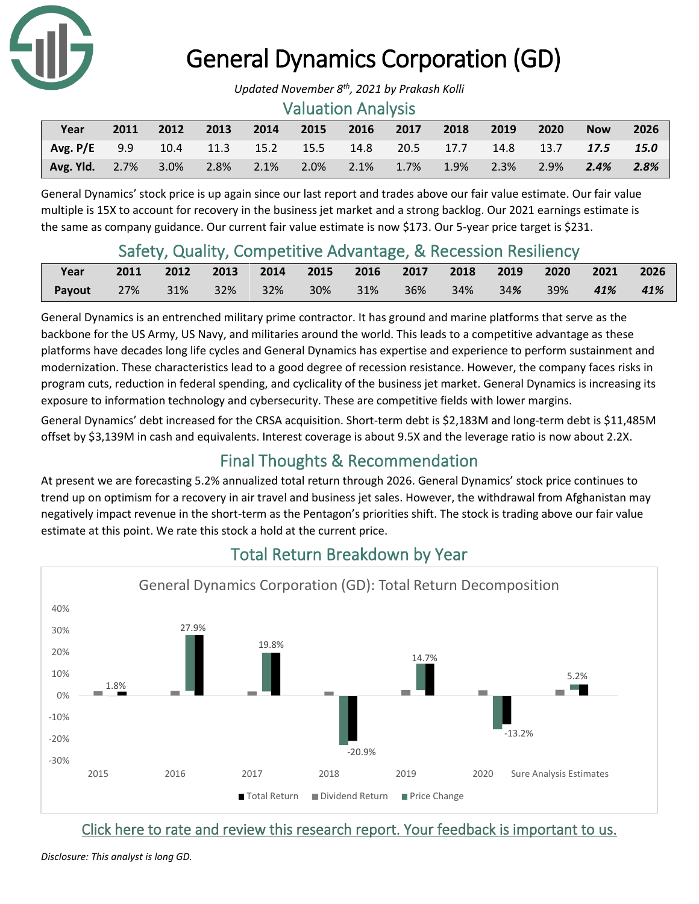# General Dynamics Corporation (GD)

*Updated November 8th, 2021 by Prakash Kolli*

## Valuation Analysis

| Year | 2011 | 2012 | 2013 | 2014 | 2015 | 2016 | 2017 | 2018 | 2019 | 2020 | Now | 2026 |
|---|---|---|---|---|---|---|---|---|---|---|---|---|
| Avg. P/E | 9.9 | 10.4 | 11.3 | 15.2 | 15.5 | 14.8 | 20.5 | 17.7 | 14.8 | 13.7 | ***17.5*** | ***15.0*** |
| Avg. Yld. | 2.7% | 3.0% | 2.8% | 2.1% | 2.0% | 2.1% | 1.7% | 1.9% | 2.3% | 2.9% | ***2.4%*** | ***2.8%*** |

General Dynamics' stock price is up again since our last report and trades above our fair value estimate. Our fair value multiple is 15X to account for recovery in the business jet market and a strong backlog. Our 2021 earnings estimate is the same as company guidance. Our current fair value estimate is now $173. Our 5-year price target is $231.

## Safety, Quality, Competitive Advantage, & Recession Resiliency

| Year | 2011 | 2012 | 2013 | 2014 | 2015 | 2016 | 2017 | 2018 | 2019 | 2020 | 2021 | 2026 |
|---|---|---|---|---|---|---|---|---|---|---|---|---|
| Payout | 27% | 31% | 32% | 32% | 30% | 31% | 36% | 34% | 34% | 39% | ***41%*** | ***41%*** |

General Dynamics is an entrenched military prime contractor. It has ground and marine platforms that serve as the backbone for the US Army, US Navy, and militaries around the world. This leads to a competitive advantage as these platforms have decades long life cycles and General Dynamics has expertise and experience to perform sustainment and modernization. These characteristics lead to a good degree of recession resistance. However, the company faces risks in program cuts, reduction in federal spending, and cyclicality of the business jet market. General Dynamics is increasing its exposure to information technology and cybersecurity. These are competitive fields with lower margins.

General Dynamics' debt increased for the CRSA acquisition. Short-term debt is $2,183M and long-term debt is $11,485M offset by $3,139M in cash and equivalents. Interest coverage is about 9.5X and the leverage ratio is now about 2.2X.

## Final Thoughts & Recommendation

At present we are forecasting 5.2% annualized total return through 2026. General Dynamics' stock price continues to trend up on optimism for a recovery in air travel and business jet sales. However, the withdrawal from Afghanistan may negatively impact revenue in the short-term as the Pentagon's priorities shift. The stock is trading above our fair value estimate at this point. We rate this stock a hold at the current price.

## Total Return Breakdown by Year

General Dynamics Corporation (GD): Total Return Decomposition

| | 2015 | 2016 | 2017 | 2018 | 2019 | 2020 | Sure Analysis Estimates |
|---|---|---|---|---|---|---|---|
| Total Return | 1.8% | 27.9% | 19.8% | -20.9% | 14.7% | -13.2% | 5.2% |

Legend: Total Return, Dividend Return, Price Change

Click here to rate and review this research report. Your feedback is important to us.

*Disclosure: This analyst is long GD.*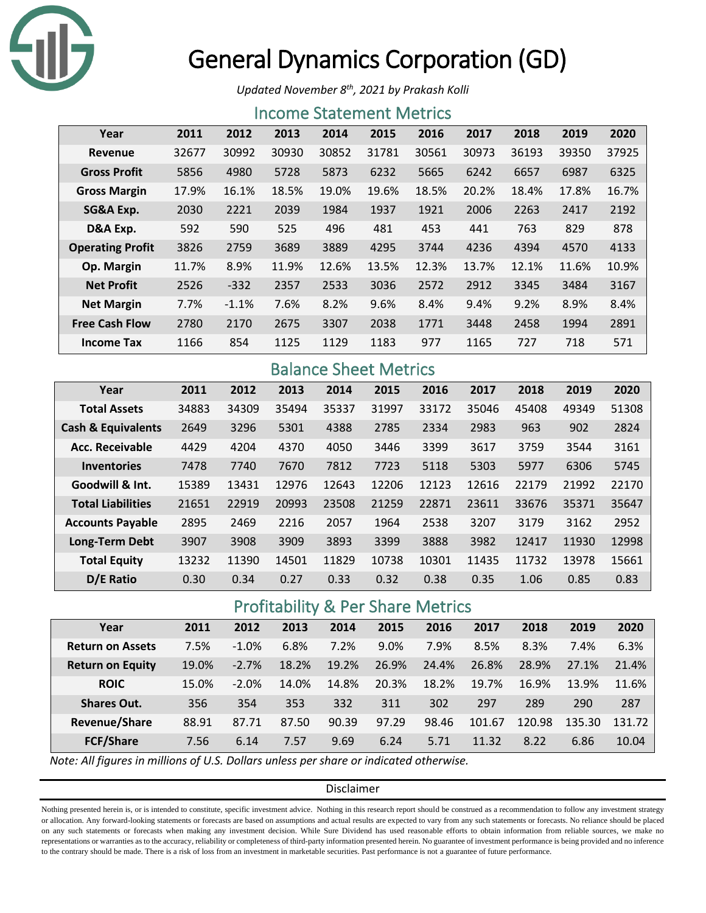# General Dynamics Corporation (GD)

*Updated November 8th, 2021 by Prakash Kolli*

## Income Statement Metrics

| Year | 2011 | 2012 | 2013 | 2014 | 2015 | 2016 | 2017 | 2018 | 2019 | 2020 |
|---|---|---|---|---|---|---|---|---|---|---|
| **Revenue** | 32677 | 30992 | 30930 | 30852 | 31781 | 30561 | 30973 | 36193 | 39350 | 37925 |
| **Gross Profit** | 5856 | 4980 | 5728 | 5873 | 6232 | 5665 | 6242 | 6657 | 6987 | 6325 |
| **Gross Margin** | 17.9% | 16.1% | 18.5% | 19.0% | 19.6% | 18.5% | 20.2% | 18.4% | 17.8% | 16.7% |
| **SG&A Exp.** | 2030 | 2221 | 2039 | 1984 | 1937 | 1921 | 2006 | 2263 | 2417 | 2192 |
| **D&A Exp.** | 592 | 590 | 525 | 496 | 481 | 453 | 441 | 763 | 829 | 878 |
| **Operating Profit** | 3826 | 2759 | 3689 | 3889 | 4295 | 3744 | 4236 | 4394 | 4570 | 4133 |
| **Op. Margin** | 11.7% | 8.9% | 11.9% | 12.6% | 13.5% | 12.3% | 13.7% | 12.1% | 11.6% | 10.9% |
| **Net Profit** | 2526 | -332 | 2357 | 2533 | 3036 | 2572 | 2912 | 3345 | 3484 | 3167 |
| **Net Margin** | 7.7% | -1.1% | 7.6% | 8.2% | 9.6% | 8.4% | 9.4% | 9.2% | 8.9% | 8.4% |
| **Free Cash Flow** | 2780 | 2170 | 2675 | 3307 | 2038 | 1771 | 3448 | 2458 | 1994 | 2891 |
| **Income Tax** | 1166 | 854 | 1125 | 1129 | 1183 | 977 | 1165 | 727 | 718 | 571 |

## Balance Sheet Metrics

| Year | 2011 | 2012 | 2013 | 2014 | 2015 | 2016 | 2017 | 2018 | 2019 | 2020 |
|---|---|---|---|---|---|---|---|---|---|---|
| **Total Assets** | 34883 | 34309 | 35494 | 35337 | 31997 | 33172 | 35046 | 45408 | 49349 | 51308 |
| **Cash & Equivalents** | 2649 | 3296 | 5301 | 4388 | 2785 | 2334 | 2983 | 963 | 902 | 2824 |
| **Acc. Receivable** | 4429 | 4204 | 4370 | 4050 | 3446 | 3399 | 3617 | 3759 | 3544 | 3161 |
| **Inventories** | 7478 | 7740 | 7670 | 7812 | 7723 | 5118 | 5303 | 5977 | 6306 | 5745 |
| **Goodwill & Int.** | 15389 | 13431 | 12976 | 12643 | 12206 | 12123 | 12616 | 22179 | 21992 | 22170 |
| **Total Liabilities** | 21651 | 22919 | 20993 | 23508 | 21259 | 22871 | 23611 | 33676 | 35371 | 35647 |
| **Accounts Payable** | 2895 | 2469 | 2216 | 2057 | 1964 | 2538 | 3207 | 3179 | 3162 | 2952 |
| **Long-Term Debt** | 3907 | 3908 | 3909 | 3893 | 3399 | 3888 | 3982 | 12417 | 11930 | 12998 |
| **Total Equity** | 13232 | 11390 | 14501 | 11829 | 10738 | 10301 | 11435 | 11732 | 13978 | 15661 |
| **D/E Ratio** | 0.30 | 0.34 | 0.27 | 0.33 | 0.32 | 0.38 | 0.35 | 1.06 | 0.85 | 0.83 |

## Profitability & Per Share Metrics

| Year | 2011 | 2012 | 2013 | 2014 | 2015 | 2016 | 2017 | 2018 | 2019 | 2020 |
|---|---|---|---|---|---|---|---|---|---|---|
| **Return on Assets** | 7.5% | -1.0% | 6.8% | 7.2% | 9.0% | 7.9% | 8.5% | 8.3% | 7.4% | 6.3% |
| **Return on Equity** | 19.0% | -2.7% | 18.2% | 19.2% | 26.9% | 24.4% | 26.8% | 28.9% | 27.1% | 21.4% |
| **ROIC** | 15.0% | -2.0% | 14.0% | 14.8% | 20.3% | 18.2% | 19.7% | 16.9% | 13.9% | 11.6% |
| **Shares Out.** | 356 | 354 | 353 | 332 | 311 | 302 | 297 | 289 | 290 | 287 |
| **Revenue/Share** | 88.91 | 87.71 | 87.50 | 90.39 | 97.29 | 98.46 | 101.67 | 120.98 | 135.30 | 131.72 |
| **FCF/Share** | 7.56 | 6.14 | 7.57 | 9.69 | 6.24 | 5.71 | 11.32 | 8.22 | 6.86 | 10.04 |

*Note: All figures in millions of U.S. Dollars unless per share or indicated otherwise.*

### Disclaimer

Nothing presented herein is, or is intended to constitute, specific investment advice. Nothing in this research report should be construed as a recommendation to follow any investment strategy or allocation. Any forward-looking statements or forecasts are based on assumptions and actual results are expected to vary from any such statements or forecasts. No reliance should be placed on any such statements or forecasts when making any investment decision. While Sure Dividend has used reasonable efforts to obtain information from reliable sources, we make no representations or warranties as to the accuracy, reliability or completeness of third-party information presented herein. No guarantee of investment performance is being provided and no inference to the contrary should be made. There is a risk of loss from an investment in marketable securities. Past performance is not a guarantee of future performance.